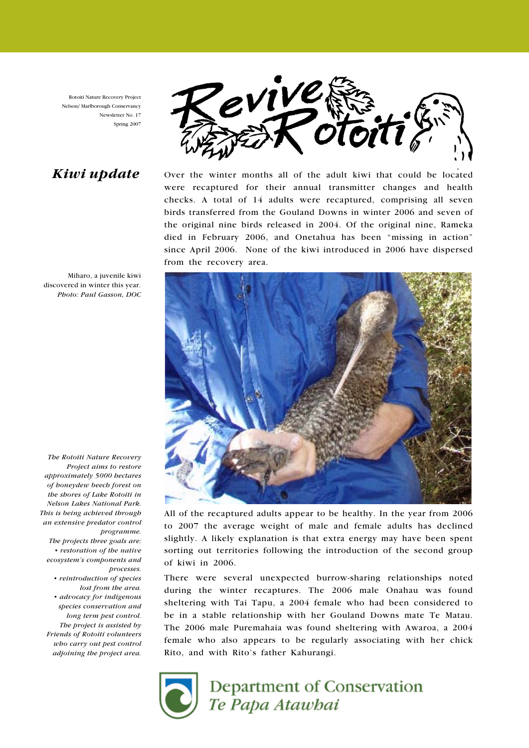Rotoiti Nature Recovery Project
Nelson/ Marlborough Conservancy
Newsletter No. 17
Spring 2007

# Revive Rotoiti

## *Kiwi update*

Over the winter months all of the adult kiwi that could be located were recaptured for their annual transmitter changes and health checks. A total of 14 adults were recaptured, comprising all seven birds transferred from the Gouland Downs in winter 2006 and seven of the original nine birds released in 2004. Of the original nine, Rameka died in February 2006, and Onetahua has been "missing in action" since April 2006. None of the kiwi introduced in 2006 have dispersed from the recovery area.

Miharo, a juvenile kiwi discovered in winter this year. *Photo: Paul Gasson, DOC*

All of the recaptured adults appear to be healthy. In the year from 2006 to 2007 the average weight of male and female adults has declined slightly. A likely explanation is that extra energy may have been spent sorting out territories following the introduction of the second group of kiwi in 2006.

There were several unexpected burrow-sharing relationships noted during the winter recaptures. The 2006 male Onahau was found sheltering with Tai Tapu, a 2004 female who had been considered to be in a stable relationship with her Gouland Downs mate Te Matau. The 2006 male Puremahaia was found sheltering with Awaroa, a 2004 female who also appears to be regularly associating with her chick Rito, and with Rito's father Kahurangi.

*The Rotoiti Nature Recovery Project aims to restore approximately 5000 hectares of honeydew beech forest on the shores of Lake Rotoiti in Nelson Lakes National Park. This is being achieved through an extensive predator control programme.*

*The projects three goals are:*

- *restoration of the native ecosystem's components and processes.*
- *reintroduction of species lost from the area.*
- *advocacy for indigenous species conservation and long term pest control.*

*The project is assisted by Friends of Rotoiti volunteers who carry out pest control adjoining the project area.*

Department of Conservation
*Te Papa Atawhai*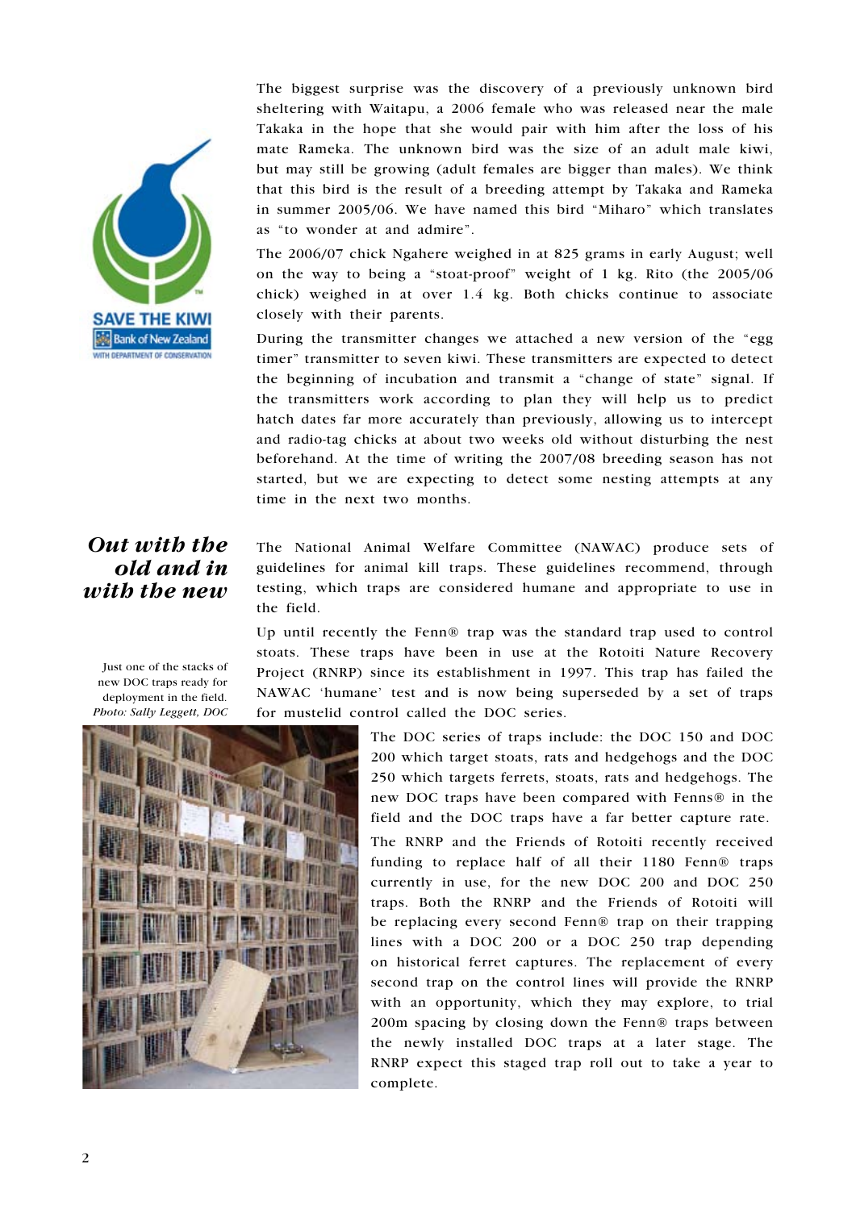The biggest surprise was the discovery of a previously unknown bird sheltering with Waitapu, a 2006 female who was released near the male Takaka in the hope that she would pair with him after the loss of his mate Rameka. The unknown bird was the size of an adult male kiwi, but may still be growing (adult females are bigger than males). We think that this bird is the result of a breeding attempt by Takaka and Rameka in summer 2005/06. We have named this bird "Miharo" which translates as "to wonder at and admire".

The 2006/07 chick Ngahere weighed in at 825 grams in early August; well on the way to being a "stoat-proof" weight of 1 kg. Rito (the 2005/06 chick) weighed in at over 1.4 kg. Both chicks continue to associate closely with their parents.

During the transmitter changes we attached a new version of the "egg timer" transmitter to seven kiwi. These transmitters are expected to detect the beginning of incubation and transmit a "change of state" signal. If the transmitters work according to plan they will help us to predict hatch dates far more accurately than previously, allowing us to intercept and radio-tag chicks at about two weeks old without disturbing the nest beforehand. At the time of writing the 2007/08 breeding season has not started, but we are expecting to detect some nesting attempts at any time in the next two months.

## *Out with the old and in with the new*

The National Animal Welfare Committee (NAWAC) produce sets of guidelines for animal kill traps. These guidelines recommend, through testing, which traps are considered humane and appropriate to use in the field.

Up until recently the Fenn® trap was the standard trap used to control stoats. These traps have been in use at the Rotoiti Nature Recovery Project (RNRP) since its establishment in 1997. This trap has failed the NAWAC 'humane' test and is now being superseded by a set of traps for mustelid control called the DOC series.

Just one of the stacks of new DOC traps ready for deployment in the field. *Photo: Sally Leggett, DOC*

The DOC series of traps include: the DOC 150 and DOC 200 which target stoats, rats and hedgehogs and the DOC 250 which targets ferrets, stoats, rats and hedgehogs. The new DOC traps have been compared with Fenns® in the field and the DOC traps have a far better capture rate.

The RNRP and the Friends of Rotoiti recently received funding to replace half of all their 1180 Fenn® traps currently in use, for the new DOC 200 and DOC 250 traps. Both the RNRP and the Friends of Rotoiti will be replacing every second Fenn® trap on their trapping lines with a DOC 200 or a DOC 250 trap depending on historical ferret captures. The replacement of every second trap on the control lines will provide the RNRP with an opportunity, which they may explore, to trial 200m spacing by closing down the Fenn® traps between the newly installed DOC traps at a later stage. The RNRP expect this staged trap roll out to take a year to complete.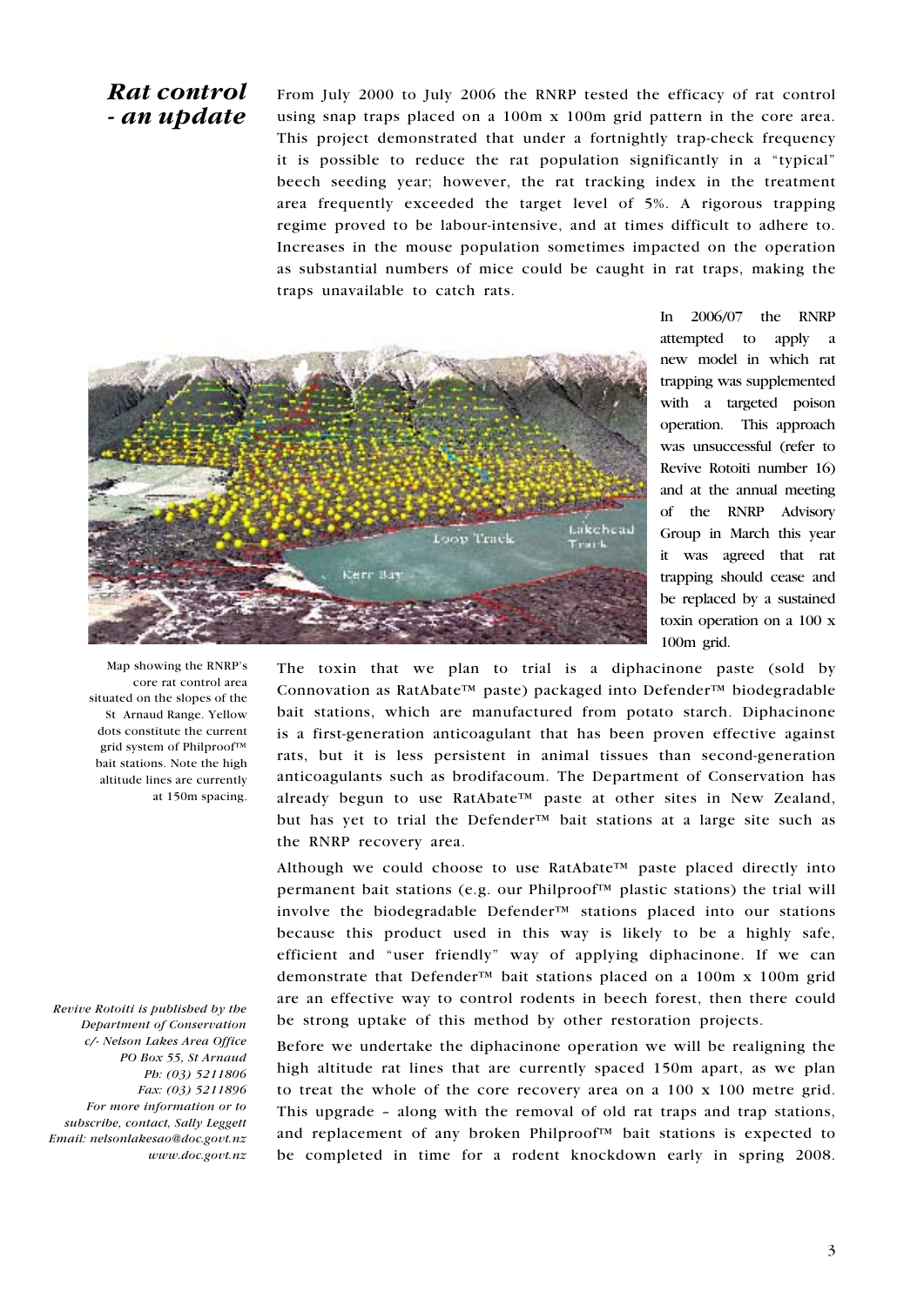## *Rat control - an update*

From July 2000 to July 2006 the RNRP tested the efficacy of rat control using snap traps placed on a 100m x 100m grid pattern in the core area. This project demonstrated that under a fortnightly trap-check frequency it is possible to reduce the rat population significantly in a "typical" beech seeding year; however, the rat tracking index in the treatment area frequently exceeded the target level of 5%. A rigorous trapping regime proved to be labour-intensive, and at times difficult to adhere to. Increases in the mouse population sometimes impacted on the operation as substantial numbers of mice could be caught in rat traps, making the traps unavailable to catch rats.

In 2006/07 the RNRP attempted to apply a new model in which rat trapping was supplemented with a targeted poison operation. This approach was unsuccessful (refer to Revive Rotoiti number 16) and at the annual meeting of the RNRP Advisory Group in March this year it was agreed that rat trapping should cease and be replaced by a sustained toxin operation on a 100 x 100m grid.

Map showing the RNRP's core rat control area situated on the slopes of the St Arnaud Range. Yellow dots constitute the current grid system of Philproof™ bait stations. Note the high altitude lines are currently at 150m spacing.

The toxin that we plan to trial is a diphacinone paste (sold by Connovation as RatAbate™ paste) packaged into Defender™ biodegradable bait stations, which are manufactured from potato starch. Diphacinone is a first-generation anticoagulant that has been proven effective against rats, but it is less persistent in animal tissues than second-generation anticoagulants such as brodifacoum. The Department of Conservation has already begun to use RatAbate™ paste at other sites in New Zealand, but has yet to trial the Defender™ bait stations at a large site such as the RNRP recovery area.

Although we could choose to use RatAbate™ paste placed directly into permanent bait stations (e.g. our Philproof™ plastic stations) the trial will involve the biodegradable Defender™ stations placed into our stations because this product used in this way is likely to be a highly safe, efficient and "user friendly" way of applying diphacinone. If we can demonstrate that Defender™ bait stations placed on a 100m x 100m grid are an effective way to control rodents in beech forest, then there could be strong uptake of this method by other restoration projects.

Before we undertake the diphacinone operation we will be realigning the high altitude rat lines that are currently spaced 150m apart, as we plan to treat the whole of the core recovery area on a 100 x 100 metre grid. This upgrade – along with the removal of old rat traps and trap stations, and replacement of any broken Philproof™ bait stations is expected to be completed in time for a rodent knockdown early in spring 2008.

*Revive Rotoiti is published by the Department of Conservation c/- Nelson Lakes Area Office PO Box 55, St Arnaud Ph: (03) 5211806 Fax: (03) 5211896 For more information or to subscribe, contact, Sally Leggett Email: nelsonlakesao@doc.govt.nz www.doc.govt.nz*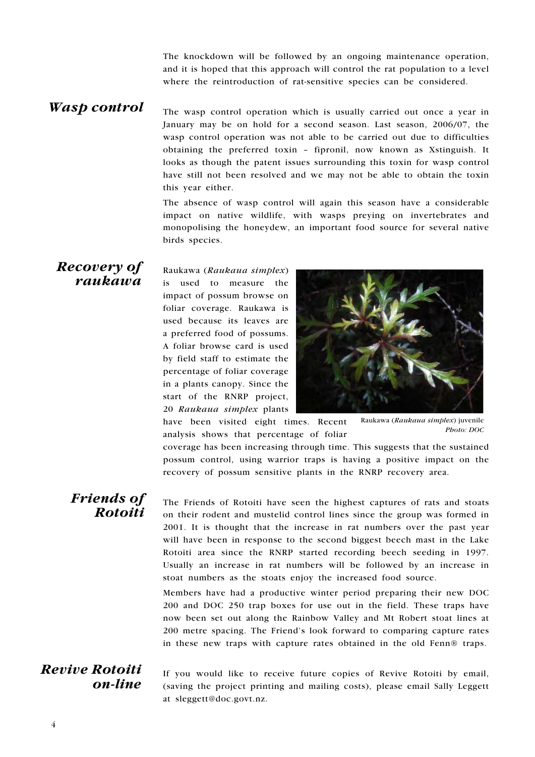The knockdown will be followed by an ongoing maintenance operation, and it is hoped that this approach will control the rat population to a level where the reintroduction of rat-sensitive species can be considered.

## *Wasp control*

The wasp control operation which is usually carried out once a year in January may be on hold for a second season. Last season, 2006/07, the wasp control operation was not able to be carried out due to difficulties obtaining the preferred toxin – fipronil, now known as Xstinguish. It looks as though the patent issues surrounding this toxin for wasp control have still not been resolved and we may not be able to obtain the toxin this year either.

The absence of wasp control will again this season have a considerable impact on native wildlife, with wasps preying on invertebrates and monopolising the honeydew, an important food source for several native birds species.

## *Recovery of raukawa*

Raukawa (*Raukaua simplex*) is used to measure the impact of possum browse on foliar coverage. Raukawa is used because its leaves are a preferred food of possums. A foliar browse card is used by field staff to estimate the percentage of foliar coverage in a plants canopy. Since the start of the RNRP project, 20 *Raukaua simplex* plants have been visited eight times. Recent analysis shows that percentage of foliar coverage has been increasing through time. This suggests that the sustained possum control, using warrior traps is having a positive impact on the recovery of possum sensitive plants in the RNRP recovery area.

Raukawa (*Raukaua simplex*) juvenile
*Photo: DOC*

## *Friends of Rotoiti*

The Friends of Rotoiti have seen the highest captures of rats and stoats on their rodent and mustelid control lines since the group was formed in 2001. It is thought that the increase in rat numbers over the past year will have been in response to the second biggest beech mast in the Lake Rotoiti area since the RNRP started recording beech seeding in 1997. Usually an increase in rat numbers will be followed by an increase in stoat numbers as the stoats enjoy the increased food source.

Members have had a productive winter period preparing their new DOC 200 and DOC 250 trap boxes for use out in the field. These traps have now been set out along the Rainbow Valley and Mt Robert stoat lines at 200 metre spacing. The Friend's look forward to comparing capture rates in these new traps with capture rates obtained in the old Fenn® traps.

## *Revive Rotoiti on-line*

If you would like to receive future copies of Revive Rotoiti by email, (saving the project printing and mailing costs), please email Sally Leggett at sleggett@doc.govt.nz.